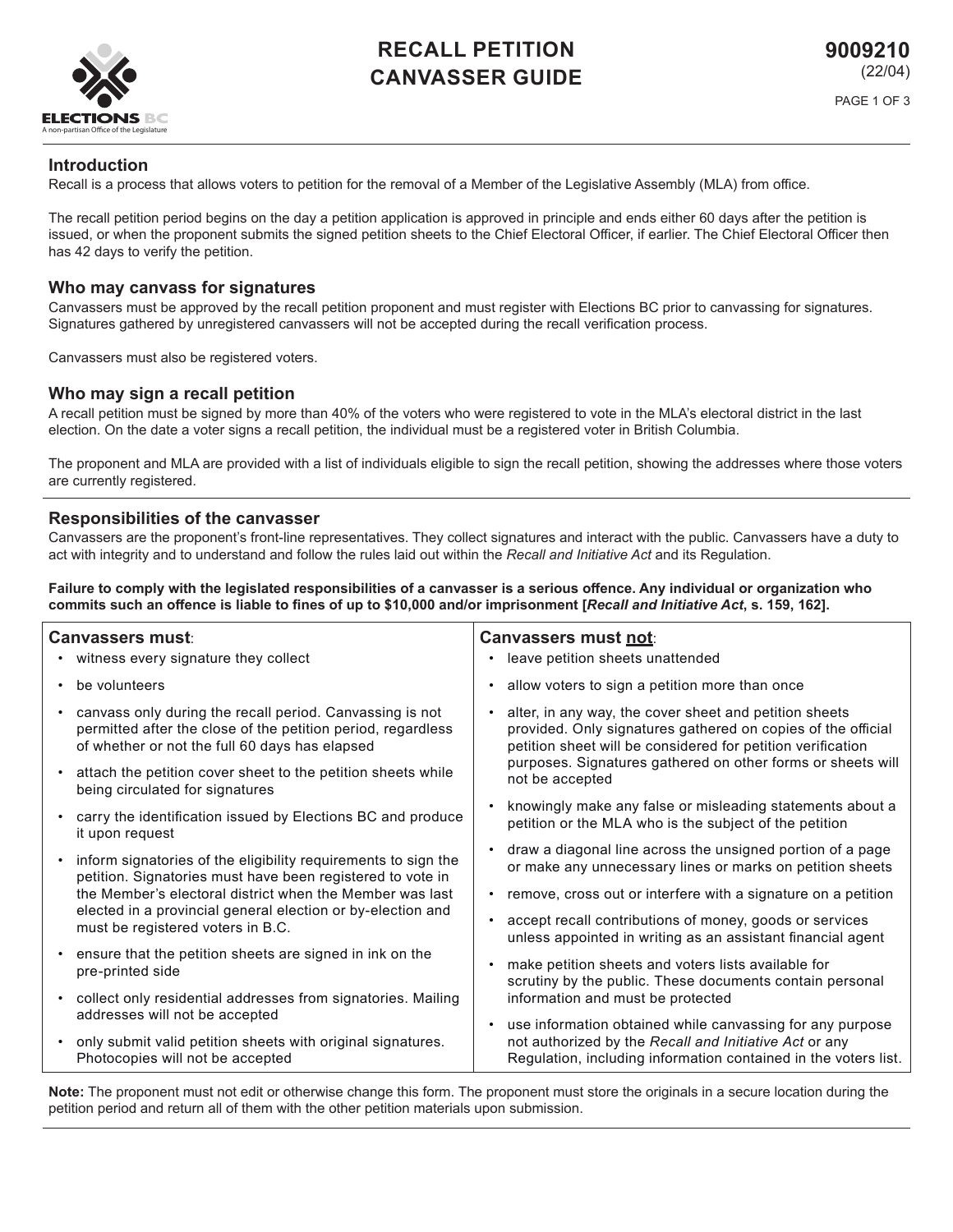# RECALL PETITION CANVASSER GUIDE

**9009210**
(22/04)

## Introduction

Recall is a process that allows voters to petition for the removal of a Member of the Legislative Assembly (MLA) from office.

The recall petition period begins on the day a petition application is approved in principle and ends either 60 days after the petition is issued, or when the proponent submits the signed petition sheets to the Chief Electoral Officer, if earlier. The Chief Electoral Officer then has 42 days to verify the petition.

## Who may canvass for signatures

Canvassers must be approved by the recall petition proponent and must register with Elections BC prior to canvassing for signatures. Signatures gathered by unregistered canvassers will not be accepted during the recall verification process.

Canvassers must also be registered voters.

## Who may sign a recall petition

A recall petition must be signed by more than 40% of the voters who were registered to vote in the MLA's electoral district in the last election. On the date a voter signs a recall petition, the individual must be a registered voter in British Columbia.

The proponent and MLA are provided with a list of individuals eligible to sign the recall petition, showing the addresses where those voters are currently registered.

## Responsibilities of the canvasser

Canvassers are the proponent's front-line representatives. They collect signatures and interact with the public. Canvassers have a duty to act with integrity and to understand and follow the rules laid out within the *Recall and Initiative Act* and its Regulation.

**Failure to comply with the legislated responsibilities of a canvasser is a serious offence. Any individual or organization who commits such an offence is liable to fines of up to $10,000 and/or imprisonment [*Recall and Initiative Act*, s. 159, 162].**

### Canvassers must:

- witness every signature they collect
- be volunteers
- canvass only during the recall period. Canvassing is not permitted after the close of the petition period, regardless of whether or not the full 60 days has elapsed
- attach the petition cover sheet to the petition sheets while being circulated for signatures
- carry the identification issued by Elections BC and produce it upon request
- inform signatories of the eligibility requirements to sign the petition. Signatories must have been registered to vote in the Member's electoral district when the Member was last elected in a provincial general election or by-election and must be registered voters in B.C.
- ensure that the petition sheets are signed in ink on the pre-printed side
- collect only residential addresses from signatories. Mailing addresses will not be accepted
- only submit valid petition sheets with original signatures. Photocopies will not be accepted

### Canvassers must <u>not</u>:

- leave petition sheets unattended
- allow voters to sign a petition more than once
- alter, in any way, the cover sheet and petition sheets provided. Only signatures gathered on copies of the official petition sheet will be considered for petition verification purposes. Signatures gathered on other forms or sheets will not be accepted
- knowingly make any false or misleading statements about a petition or the MLA who is the subject of the petition
- draw a diagonal line across the unsigned portion of a page or make any unnecessary lines or marks on petition sheets
- remove, cross out or interfere with a signature on a petition
- accept recall contributions of money, goods or services unless appointed in writing as an assistant financial agent
- make petition sheets and voters lists available for scrutiny by the public. These documents contain personal information and must be protected
- use information obtained while canvassing for any purpose not authorized by the *Recall and Initiative Act* or any Regulation, including information contained in the voters list.

**Note:** The proponent must not edit or otherwise change this form. The proponent must store the originals in a secure location during the petition period and return all of them with the other petition materials upon submission.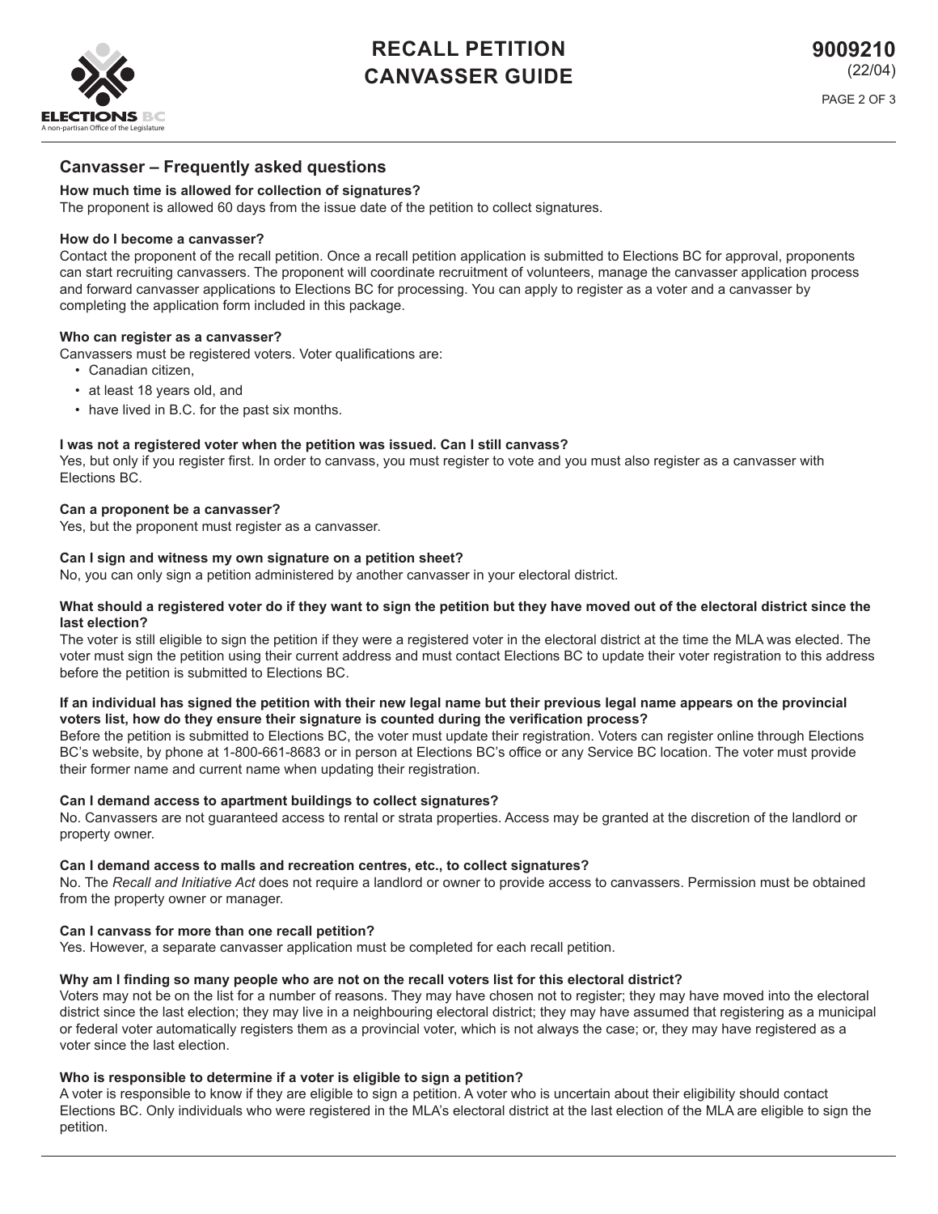## Canvasser – Frequently asked questions

**How much time is allowed for collection of signatures?**
The proponent is allowed 60 days from the issue date of the petition to collect signatures.

**How do I become a canvasser?**
Contact the proponent of the recall petition. Once a recall petition application is submitted to Elections BC for approval, proponents can start recruiting canvassers. The proponent will coordinate recruitment of volunteers, manage the canvasser application process and forward canvasser applications to Elections BC for processing. You can apply to register as a voter and a canvasser by completing the application form included in this package.

**Who can register as a canvasser?**
Canvassers must be registered voters. Voter qualifications are:

- Canadian citizen,
- at least 18 years old, and
- have lived in B.C. for the past six months.

**I was not a registered voter when the petition was issued. Can I still canvass?**
Yes, but only if you register first. In order to canvass, you must register to vote and you must also register as a canvasser with Elections BC.

**Can a proponent be a canvasser?**
Yes, but the proponent must register as a canvasser.

**Can I sign and witness my own signature on a petition sheet?**
No, you can only sign a petition administered by another canvasser in your electoral district.

**What should a registered voter do if they want to sign the petition but they have moved out of the electoral district since the last election?**
The voter is still eligible to sign the petition if they were a registered voter in the electoral district at the time the MLA was elected. The voter must sign the petition using their current address and must contact Elections BC to update their voter registration to this address before the petition is submitted to Elections BC.

**If an individual has signed the petition with their new legal name but their previous legal name appears on the provincial voters list, how do they ensure their signature is counted during the verification process?**
Before the petition is submitted to Elections BC, the voter must update their registration. Voters can register online through Elections BC's website, by phone at 1-800-661-8683 or in person at Elections BC's office or any Service BC location. The voter must provide their former name and current name when updating their registration.

**Can I demand access to apartment buildings to collect signatures?**
No. Canvassers are not guaranteed access to rental or strata properties. Access may be granted at the discretion of the landlord or property owner.

**Can I demand access to malls and recreation centres, etc., to collect signatures?**
No. The *Recall and Initiative Act* does not require a landlord or owner to provide access to canvassers. Permission must be obtained from the property owner or manager.

**Can I canvass for more than one recall petition?**
Yes. However, a separate canvasser application must be completed for each recall petition.

**Why am I finding so many people who are not on the recall voters list for this electoral district?**
Voters may not be on the list for a number of reasons. They may have chosen not to register; they may have moved into the electoral district since the last election; they may live in a neighbouring electoral district; they may have assumed that registering as a municipal or federal voter automatically registers them as a provincial voter, which is not always the case; or, they may have registered as a voter since the last election.

**Who is responsible to determine if a voter is eligible to sign a petition?**
A voter is responsible to know if they are eligible to sign a petition. A voter who is uncertain about their eligibility should contact Elections BC. Only individuals who were registered in the MLA's electoral district at the last election of the MLA are eligible to sign the petition.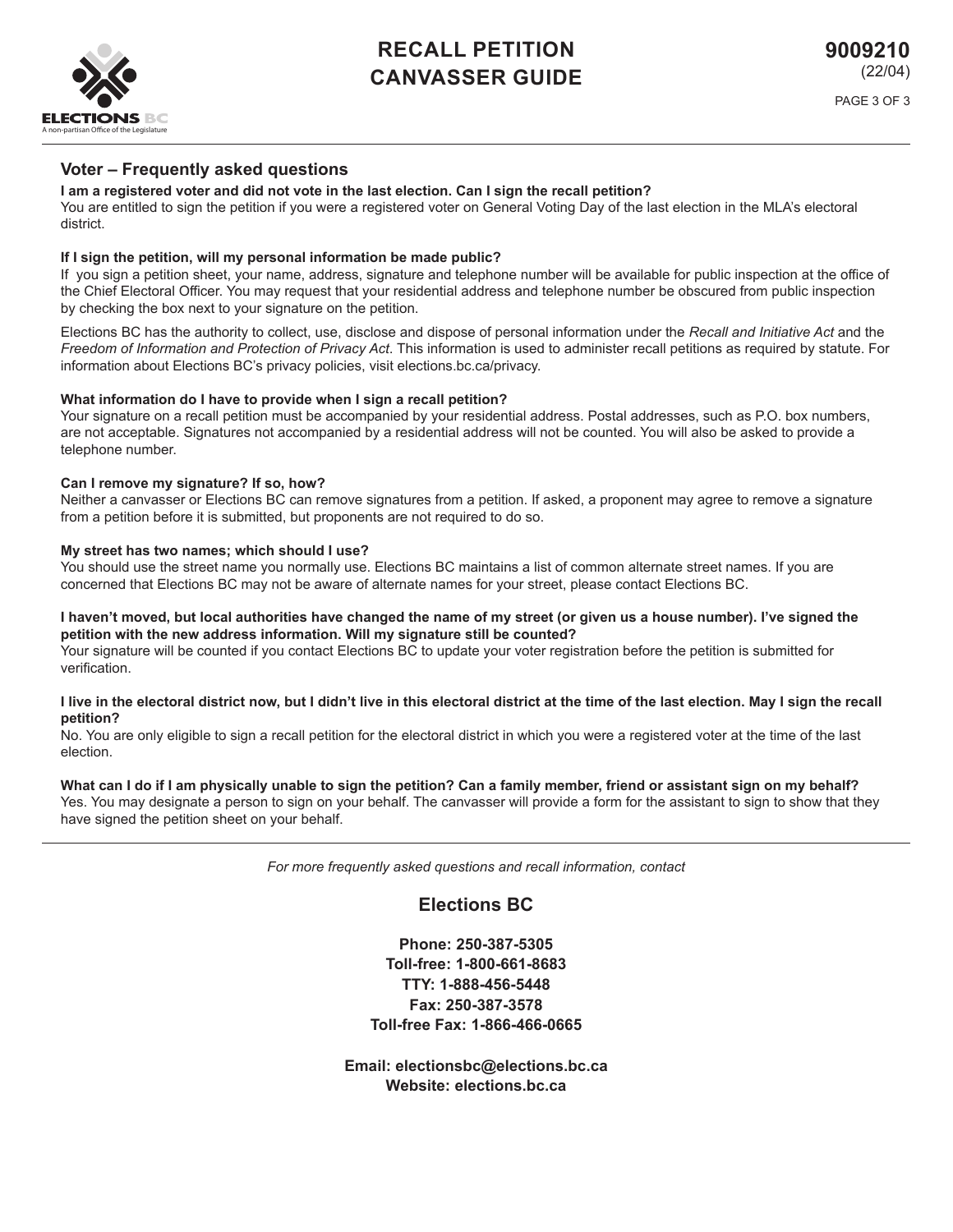# RECALL PETITION CANVASSER GUIDE

**9009210**
(22/04)

## Voter – Frequently asked questions

**I am a registered voter and did not vote in the last election. Can I sign the recall petition?**
You are entitled to sign the petition if you were a registered voter on General Voting Day of the last election in the MLA's electoral district.

**If I sign the petition, will my personal information be made public?**
If you sign a petition sheet, your name, address, signature and telephone number will be available for public inspection at the office of the Chief Electoral Officer. You may request that your residential address and telephone number be obscured from public inspection by checking the box next to your signature on the petition.

Elections BC has the authority to collect, use, disclose and dispose of personal information under the *Recall and Initiative Act* and the *Freedom of Information and Protection of Privacy Act*. This information is used to administer recall petitions as required by statute. For information about Elections BC's privacy policies, visit elections.bc.ca/privacy.

**What information do I have to provide when I sign a recall petition?**
Your signature on a recall petition must be accompanied by your residential address. Postal addresses, such as P.O. box numbers, are not acceptable. Signatures not accompanied by a residential address will not be counted. You will also be asked to provide a telephone number.

**Can I remove my signature? If so, how?**
Neither a canvasser or Elections BC can remove signatures from a petition. If asked, a proponent may agree to remove a signature from a petition before it is submitted, but proponents are not required to do so.

**My street has two names; which should I use?**
You should use the street name you normally use. Elections BC maintains a list of common alternate street names. If you are concerned that Elections BC may not be aware of alternate names for your street, please contact Elections BC.

**I haven't moved, but local authorities have changed the name of my street (or given us a house number). I've signed the petition with the new address information. Will my signature still be counted?**
Your signature will be counted if you contact Elections BC to update your voter registration before the petition is submitted for verification.

**I live in the electoral district now, but I didn't live in this electoral district at the time of the last election. May I sign the recall petition?**
No. You are only eligible to sign a recall petition for the electoral district in which you were a registered voter at the time of the last election.

**What can I do if I am physically unable to sign the petition? Can a family member, friend or assistant sign on my behalf?**
Yes. You may designate a person to sign on your behalf. The canvasser will provide a form for the assistant to sign to show that they have signed the petition sheet on your behalf.

---

*For more frequently asked questions and recall information, contact*

## Elections BC

**Phone: 250-387-5305**
**Toll-free: 1-800-661-8683**
**TTY: 1-888-456-5448**
**Fax: 250-387-3578**
**Toll-free Fax: 1-866-466-0665**

**Email: electionsbc@elections.bc.ca**
**Website: elections.bc.ca**